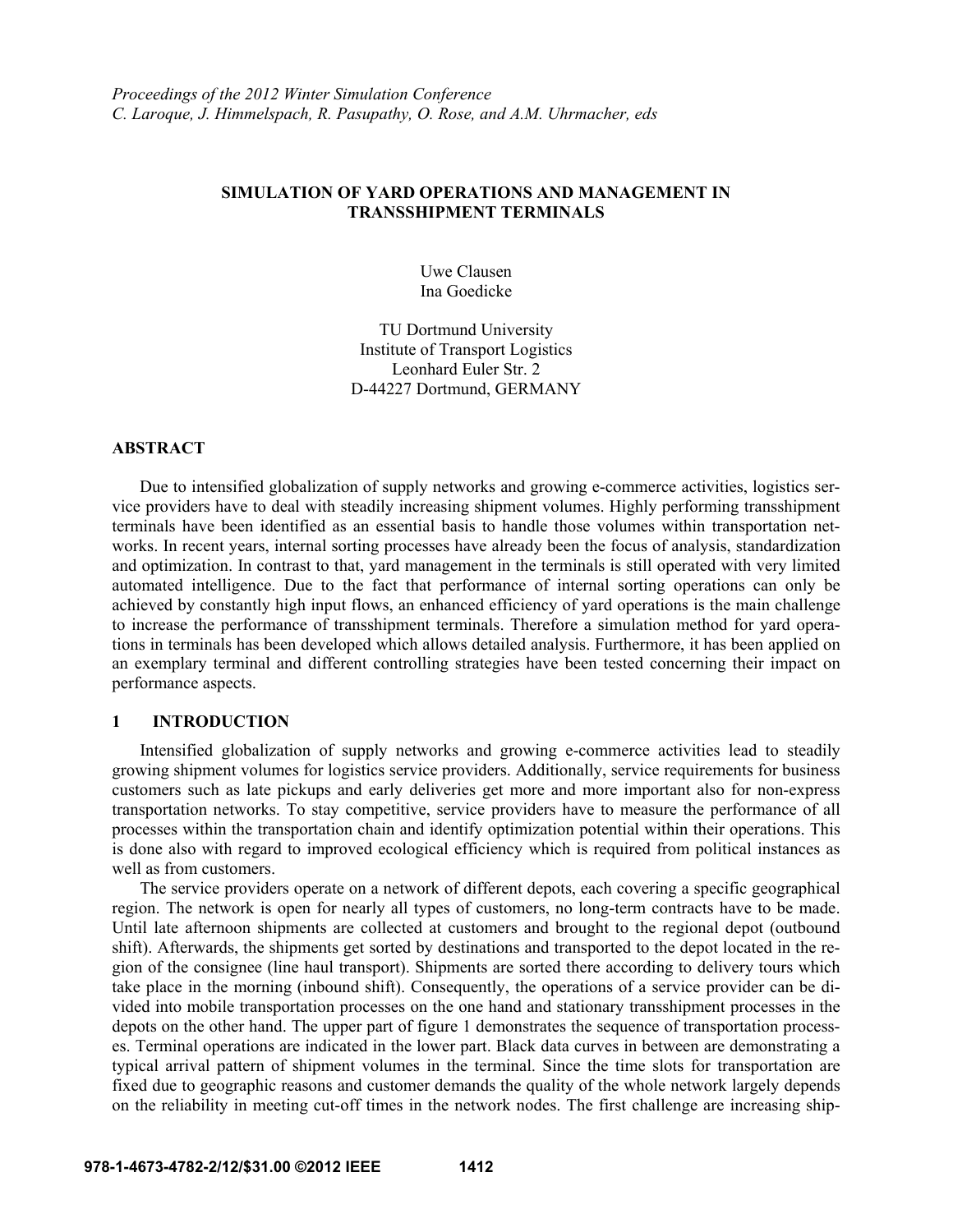*Proceedings of the 2012 Winter Simulation Conference*
*C. Laroque, J. Himmelspach, R. Pasupathy, O. Rose, and A.M. Uhrmacher, eds*

# SIMULATION OF YARD OPERATIONS AND MANAGEMENT IN TRANSSHIPMENT TERMINALS

Uwe Clausen
Ina Goedicke

TU Dortmund University
Institute of Transport Logistics
Leonhard Euler Str. 2
D-44227 Dortmund, GERMANY

## ABSTRACT

Due to intensified globalization of supply networks and growing e-commerce activities, logistics service providers have to deal with steadily increasing shipment volumes. Highly performing transshipment terminals have been identified as an essential basis to handle those volumes within transportation networks. In recent years, internal sorting processes have already been the focus of analysis, standardization and optimization. In contrast to that, yard management in the terminals is still operated with very limited automated intelligence. Due to the fact that performance of internal sorting operations can only be achieved by constantly high input flows, an enhanced efficiency of yard operations is the main challenge to increase the performance of transshipment terminals. Therefore a simulation method for yard operations in terminals has been developed which allows detailed analysis. Furthermore, it has been applied on an exemplary terminal and different controlling strategies have been tested concerning their impact on performance aspects.

## 1 INTRODUCTION

Intensified globalization of supply networks and growing e-commerce activities lead to steadily growing shipment volumes for logistics service providers. Additionally, service requirements for business customers such as late pickups and early deliveries get more and more important also for non-express transportation networks. To stay competitive, service providers have to measure the performance of all processes within the transportation chain and identify optimization potential within their operations. This is done also with regard to improved ecological efficiency which is required from political instances as well as from customers.

The service providers operate on a network of different depots, each covering a specific geographical region. The network is open for nearly all types of customers, no long-term contracts have to be made. Until late afternoon shipments are collected at customers and brought to the regional depot (outbound shift). Afterwards, the shipments get sorted by destinations and transported to the depot located in the region of the consignee (line haul transport). Shipments are sorted there according to delivery tours which take place in the morning (inbound shift). Consequently, the operations of a service provider can be divided into mobile transportation processes on the one hand and stationary transshipment processes in the depots on the other hand. The upper part of figure 1 demonstrates the sequence of transportation processes. Terminal operations are indicated in the lower part. Black data curves in between are demonstrating a typical arrival pattern of shipment volumes in the terminal. Since the time slots for transportation are fixed due to geographic reasons and customer demands the quality of the whole network largely depends on the reliability in meeting cut-off times in the network nodes. The first challenge are increasing ship-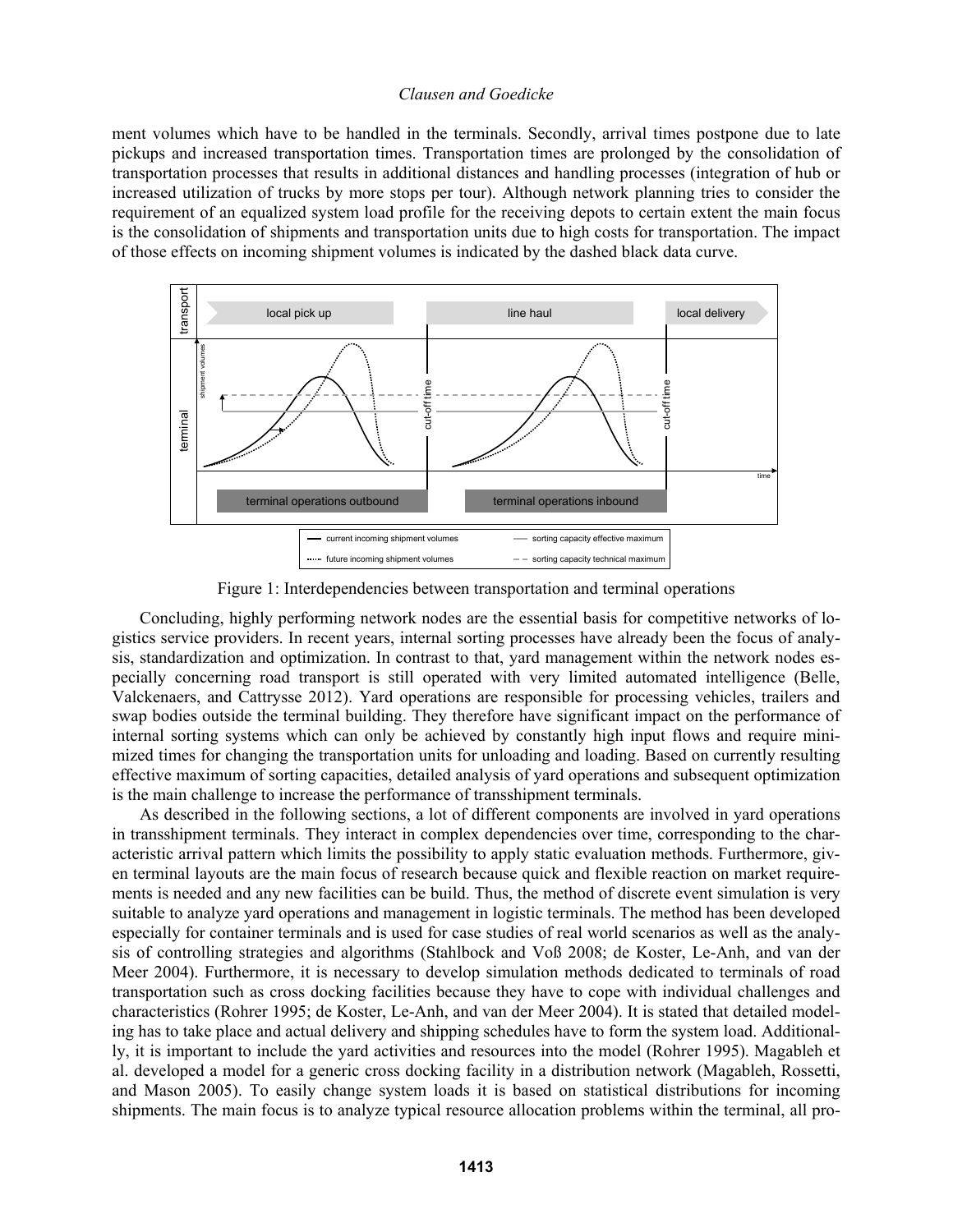ment volumes which have to be handled in the terminals. Secondly, arrival times postpone due to late pickups and increased transportation times. Transportation times are prolonged by the consolidation of transportation processes that results in additional distances and handling processes (integration of hub or increased utilization of trucks by more stops per tour). Although network planning tries to consider the requirement of an equalized system load profile for the receiving depots to certain extent the main focus is the consolidation of shipments and transportation units due to high costs for transportation. The impact of those effects on incoming shipment volumes is indicated by the dashed black data curve.

transport

local pick up

line haul

local delivery

terminal

shipment volumes

cut-off time

cut-off time

time

terminal operations outbound

terminal operations inbound

current incoming shipment volumes

sorting capacity effective maximum

future incoming shipment volumes

sorting capacity technical maximum

Figure 1: Interdependencies between transportation and terminal operations

Concluding, highly performing network nodes are the essential basis for competitive networks of logistics service providers. In recent years, internal sorting processes have already been the focus of analysis, standardization and optimization. In contrast to that, yard management within the network nodes especially concerning road transport is still operated with very limited automated intelligence (Belle, Valckenaers, and Cattrysse 2012). Yard operations are responsible for processing vehicles, trailers and swap bodies outside the terminal building. They therefore have significant impact on the performance of internal sorting systems which can only be achieved by constantly high input flows and require minimized times for changing the transportation units for unloading and loading. Based on currently resulting effective maximum of sorting capacities, detailed analysis of yard operations and subsequent optimization is the main challenge to increase the performance of transshipment terminals.

As described in the following sections, a lot of different components are involved in yard operations in transshipment terminals. They interact in complex dependencies over time, corresponding to the characteristic arrival pattern which limits the possibility to apply static evaluation methods. Furthermore, given terminal layouts are the main focus of research because quick and flexible reaction on market requirements is needed and any new facilities can be build. Thus, the method of discrete event simulation is very suitable to analyze yard operations and management in logistic terminals. The method has been developed especially for container terminals and is used for case studies of real world scenarios as well as the analysis of controlling strategies and algorithms (Stahlbock and Voß 2008; de Koster, Le-Anh, and van der Meer 2004). Furthermore, it is necessary to develop simulation methods dedicated to terminals of road transportation such as cross docking facilities because they have to cope with individual challenges and characteristics (Rohrer 1995; de Koster, Le-Anh, and van der Meer 2004). It is stated that detailed modeling has to take place and actual delivery and shipping schedules have to form the system load. Additionally, it is important to include the yard activities and resources into the model (Rohrer 1995). Magableh et al. developed a model for a generic cross docking facility in a distribution network (Magableh, Rossetti, and Mason 2005). To easily change system loads it is based on statistical distributions for incoming shipments. The main focus is to analyze typical resource allocation problems within the terminal, all pro-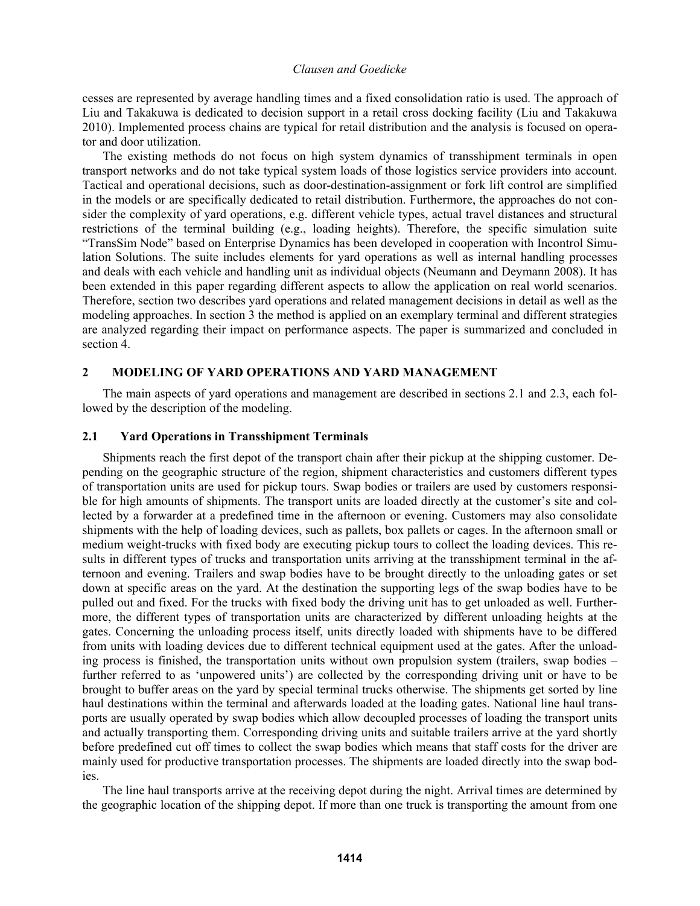cesses are represented by average handling times and a fixed consolidation ratio is used. The approach of Liu and Takakuwa is dedicated to decision support in a retail cross docking facility (Liu and Takakuwa 2010). Implemented process chains are typical for retail distribution and the analysis is focused on operator and door utilization.

The existing methods do not focus on high system dynamics of transshipment terminals in open transport networks and do not take typical system loads of those logistics service providers into account. Tactical and operational decisions, such as door-destination-assignment or fork lift control are simplified in the models or are specifically dedicated to retail distribution. Furthermore, the approaches do not consider the complexity of yard operations, e.g. different vehicle types, actual travel distances and structural restrictions of the terminal building (e.g., loading heights). Therefore, the specific simulation suite "TransSim Node" based on Enterprise Dynamics has been developed in cooperation with Incontrol Simulation Solutions. The suite includes elements for yard operations as well as internal handling processes and deals with each vehicle and handling unit as individual objects (Neumann and Deymann 2008). It has been extended in this paper regarding different aspects to allow the application on real world scenarios. Therefore, section two describes yard operations and related management decisions in detail as well as the modeling approaches. In section 3 the method is applied on an exemplary terminal and different strategies are analyzed regarding their impact on performance aspects. The paper is summarized and concluded in section 4.

## 2 MODELING OF YARD OPERATIONS AND YARD MANAGEMENT

The main aspects of yard operations and management are described in sections 2.1 and 2.3, each followed by the description of the modeling.

### 2.1 Yard Operations in Transshipment Terminals

Shipments reach the first depot of the transport chain after their pickup at the shipping customer. Depending on the geographic structure of the region, shipment characteristics and customers different types of transportation units are used for pickup tours. Swap bodies or trailers are used by customers responsible for high amounts of shipments. The transport units are loaded directly at the customer's site and collected by a forwarder at a predefined time in the afternoon or evening. Customers may also consolidate shipments with the help of loading devices, such as pallets, box pallets or cages. In the afternoon small or medium weight-trucks with fixed body are executing pickup tours to collect the loading devices. This results in different types of trucks and transportation units arriving at the transshipment terminal in the afternoon and evening. Trailers and swap bodies have to be brought directly to the unloading gates or set down at specific areas on the yard. At the destination the supporting legs of the swap bodies have to be pulled out and fixed. For the trucks with fixed body the driving unit has to get unloaded as well. Furthermore, the different types of transportation units are characterized by different unloading heights at the gates. Concerning the unloading process itself, units directly loaded with shipments have to be differed from units with loading devices due to different technical equipment used at the gates. After the unloading process is finished, the transportation units without own propulsion system (trailers, swap bodies – further referred to as 'unpowered units') are collected by the corresponding driving unit or have to be brought to buffer areas on the yard by special terminal trucks otherwise. The shipments get sorted by line haul destinations within the terminal and afterwards loaded at the loading gates. National line haul transports are usually operated by swap bodies which allow decoupled processes of loading the transport units and actually transporting them. Corresponding driving units and suitable trailers arrive at the yard shortly before predefined cut off times to collect the swap bodies which means that staff costs for the driver are mainly used for productive transportation processes. The shipments are loaded directly into the swap bodies.

The line haul transports arrive at the receiving depot during the night. Arrival times are determined by the geographic location of the shipping depot. If more than one truck is transporting the amount from one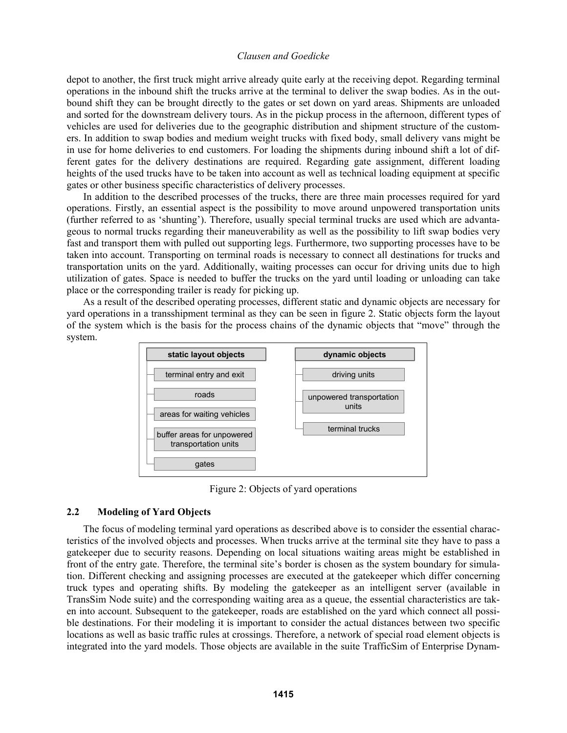depot to another, the first truck might arrive already quite early at the receiving depot. Regarding terminal operations in the inbound shift the trucks arrive at the terminal to deliver the swap bodies. As in the outbound shift they can be brought directly to the gates or set down on yard areas. Shipments are unloaded and sorted for the downstream delivery tours. As in the pickup process in the afternoon, different types of vehicles are used for deliveries due to the geographic distribution and shipment structure of the customers. In addition to swap bodies and medium weight trucks with fixed body, small delivery vans might be in use for home deliveries to end customers. For loading the shipments during inbound shift a lot of different gates for the delivery destinations are required. Regarding gate assignment, different loading heights of the used trucks have to be taken into account as well as technical loading equipment at specific gates or other business specific characteristics of delivery processes.

In addition to the described processes of the trucks, there are three main processes required for yard operations. Firstly, an essential aspect is the possibility to move around unpowered transportation units (further referred to as 'shunting'). Therefore, usually special terminal trucks are used which are advantageous to normal trucks regarding their maneuverability as well as the possibility to lift swap bodies very fast and transport them with pulled out supporting legs. Furthermore, two supporting processes have to be taken into account. Transporting on terminal roads is necessary to connect all destinations for trucks and transportation units on the yard. Additionally, waiting processes can occur for driving units due to high utilization of gates. Space is needed to buffer the trucks on the yard until loading or unloading can take place or the corresponding trailer is ready for picking up.

As a result of the described operating processes, different static and dynamic objects are necessary for yard operations in a transshipment terminal as they can be seen in figure 2. Static objects form the layout of the system which is the basis for the process chains of the dynamic objects that "move" through the system.

**static layout objects**
- terminal entry and exit
- roads
- areas for waiting vehicles
- buffer areas for unpowered transportation units
- gates

**dynamic objects**
- driving units
- unpowered transportation units
- terminal trucks

Figure 2: Objects of yard operations

## 2.2 Modeling of Yard Objects

The focus of modeling terminal yard operations as described above is to consider the essential characteristics of the involved objects and processes. When trucks arrive at the terminal site they have to pass a gatekeeper due to security reasons. Depending on local situations waiting areas might be established in front of the entry gate. Therefore, the terminal site's border is chosen as the system boundary for simulation. Different checking and assigning processes are executed at the gatekeeper which differ concerning truck types and operating shifts. By modeling the gatekeeper as an intelligent server (available in TransSim Node suite) and the corresponding waiting area as a queue, the essential characteristics are taken into account. Subsequent to the gatekeeper, roads are established on the yard which connect all possible destinations. For their modeling it is important to consider the actual distances between two specific locations as well as basic traffic rules at crossings. Therefore, a network of special road element objects is integrated into the yard models. Those objects are available in the suite TrafficSim of Enterprise Dynam-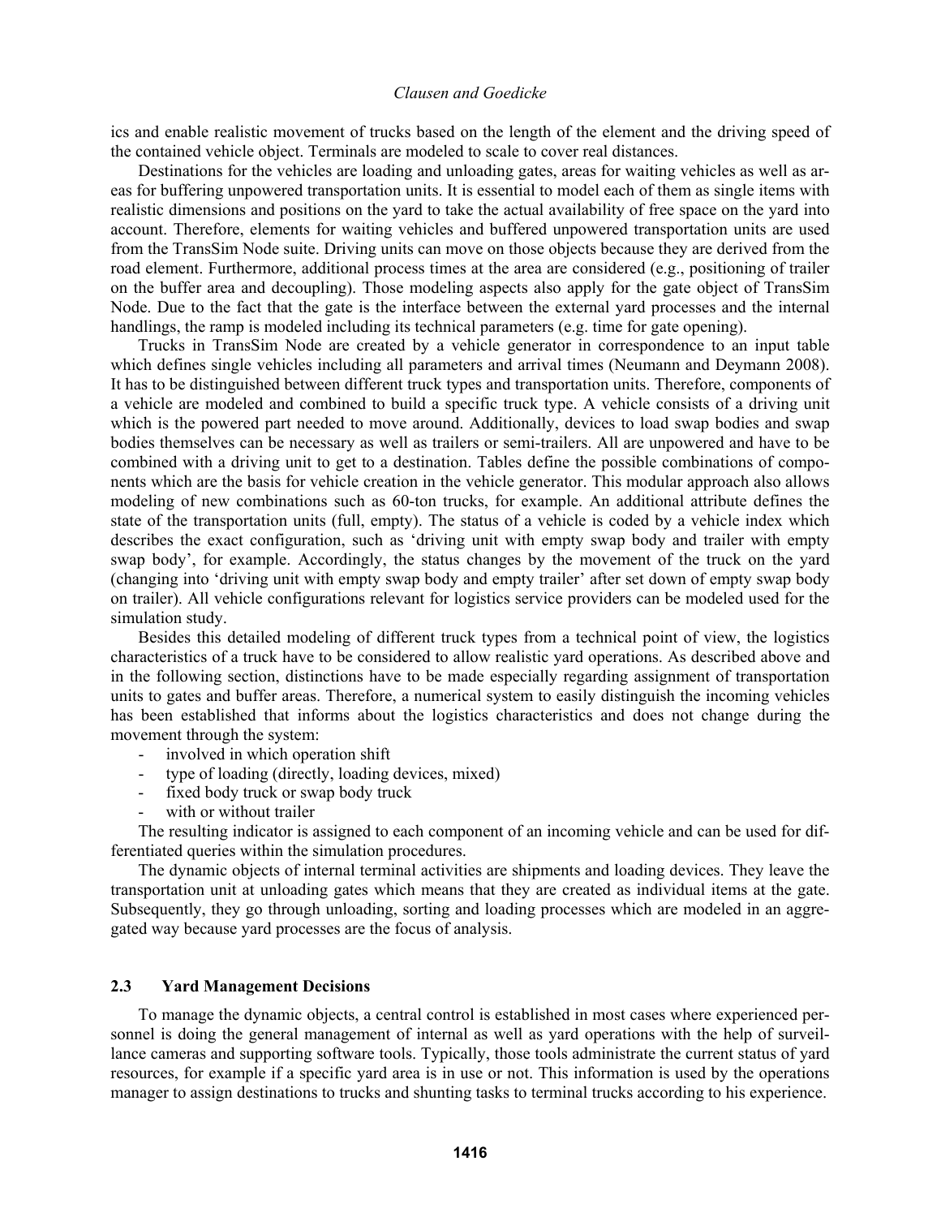ics and enable realistic movement of trucks based on the length of the element and the driving speed of the contained vehicle object. Terminals are modeled to scale to cover real distances.

Destinations for the vehicles are loading and unloading gates, areas for waiting vehicles as well as areas for buffering unpowered transportation units. It is essential to model each of them as single items with realistic dimensions and positions on the yard to take the actual availability of free space on the yard into account. Therefore, elements for waiting vehicles and buffered unpowered transportation units are used from the TransSim Node suite. Driving units can move on those objects because they are derived from the road element. Furthermore, additional process times at the area are considered (e.g., positioning of trailer on the buffer area and decoupling). Those modeling aspects also apply for the gate object of TransSim Node. Due to the fact that the gate is the interface between the external yard processes and the internal handlings, the ramp is modeled including its technical parameters (e.g. time for gate opening).

Trucks in TransSim Node are created by a vehicle generator in correspondence to an input table which defines single vehicles including all parameters and arrival times (Neumann and Deymann 2008). It has to be distinguished between different truck types and transportation units. Therefore, components of a vehicle are modeled and combined to build a specific truck type. A vehicle consists of a driving unit which is the powered part needed to move around. Additionally, devices to load swap bodies and swap bodies themselves can be necessary as well as trailers or semi-trailers. All are unpowered and have to be combined with a driving unit to get to a destination. Tables define the possible combinations of components which are the basis for vehicle creation in the vehicle generator. This modular approach also allows modeling of new combinations such as 60-ton trucks, for example. An additional attribute defines the state of the transportation units (full, empty). The status of a vehicle is coded by a vehicle index which describes the exact configuration, such as 'driving unit with empty swap body and trailer with empty swap body', for example. Accordingly, the status changes by the movement of the truck on the yard (changing into 'driving unit with empty swap body and empty trailer' after set down of empty swap body on trailer). All vehicle configurations relevant for logistics service providers can be modeled used for the simulation study.

Besides this detailed modeling of different truck types from a technical point of view, the logistics characteristics of a truck have to be considered to allow realistic yard operations. As described above and in the following section, distinctions have to be made especially regarding assignment of transportation units to gates and buffer areas. Therefore, a numerical system to easily distinguish the incoming vehicles has been established that informs about the logistics characteristics and does not change during the movement through the system:

- involved in which operation shift
- type of loading (directly, loading devices, mixed)
- fixed body truck or swap body truck
- with or without trailer

The resulting indicator is assigned to each component of an incoming vehicle and can be used for differentiated queries within the simulation procedures.

The dynamic objects of internal terminal activities are shipments and loading devices. They leave the transportation unit at unloading gates which means that they are created as individual items at the gate. Subsequently, they go through unloading, sorting and loading processes which are modeled in an aggregated way because yard processes are the focus of analysis.

### 2.3 Yard Management Decisions

To manage the dynamic objects, a central control is established in most cases where experienced personnel is doing the general management of internal as well as yard operations with the help of surveillance cameras and supporting software tools. Typically, those tools administrate the current status of yard resources, for example if a specific yard area is in use or not. This information is used by the operations manager to assign destinations to trucks and shunting tasks to terminal trucks according to his experience.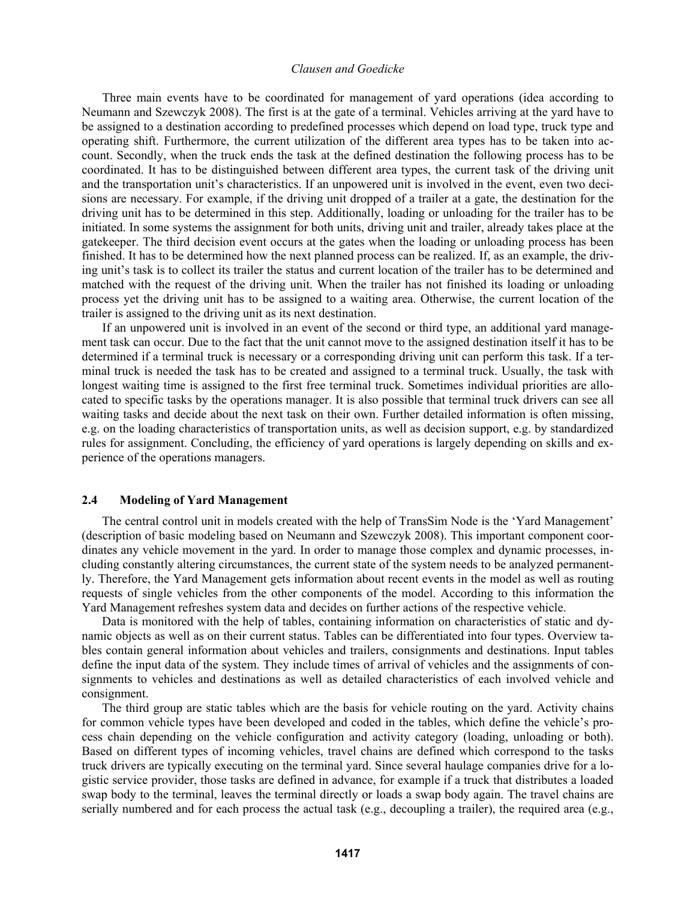Three main events have to be coordinated for management of yard operations (idea according to Neumann and Szewczyk 2008). The first is at the gate of a terminal. Vehicles arriving at the yard have to be assigned to a destination according to predefined processes which depend on load type, truck type and operating shift. Furthermore, the current utilization of the different area types has to be taken into account. Secondly, when the truck ends the task at the defined destination the following process has to be coordinated. It has to be distinguished between different area types, the current task of the driving unit and the transportation unit's characteristics. If an unpowered unit is involved in the event, even two decisions are necessary. For example, if the driving unit dropped of a trailer at a gate, the destination for the driving unit has to be determined in this step. Additionally, loading or unloading for the trailer has to be initiated. In some systems the assignment for both units, driving unit and trailer, already takes place at the gatekeeper. The third decision event occurs at the gates when the loading or unloading process has been finished. It has to be determined how the next planned process can be realized. If, as an example, the driving unit's task is to collect its trailer the status and current location of the trailer has to be determined and matched with the request of the driving unit. When the trailer has not finished its loading or unloading process yet the driving unit has to be assigned to a waiting area. Otherwise, the current location of the trailer is assigned to the driving unit as its next destination.

If an unpowered unit is involved in an event of the second or third type, an additional yard management task can occur. Due to the fact that the unit cannot move to the assigned destination itself it has to be determined if a terminal truck is necessary or a corresponding driving unit can perform this task. If a terminal truck is needed the task has to be created and assigned to a terminal truck. Usually, the task with longest waiting time is assigned to the first free terminal truck. Sometimes individual priorities are allocated to specific tasks by the operations manager. It is also possible that terminal truck drivers can see all waiting tasks and decide about the next task on their own. Further detailed information is often missing, e.g. on the loading characteristics of transportation units, as well as decision support, e.g. by standardized rules for assignment. Concluding, the efficiency of yard operations is largely depending on skills and experience of the operations managers.

### 2.4 Modeling of Yard Management

The central control unit in models created with the help of TransSim Node is the 'Yard Management' (description of basic modeling based on Neumann and Szewczyk 2008). This important component coordinates any vehicle movement in the yard. In order to manage those complex and dynamic processes, including constantly altering circumstances, the current state of the system needs to be analyzed permanently. Therefore, the Yard Management gets information about recent events in the model as well as routing requests of single vehicles from the other components of the model. According to this information the Yard Management refreshes system data and decides on further actions of the respective vehicle.

Data is monitored with the help of tables, containing information on characteristics of static and dynamic objects as well as on their current status. Tables can be differentiated into four types. Overview tables contain general information about vehicles and trailers, consignments and destinations. Input tables define the input data of the system. They include times of arrival of vehicles and the assignments of consignments to vehicles and destinations as well as detailed characteristics of each involved vehicle and consignment.

The third group are static tables which are the basis for vehicle routing on the yard. Activity chains for common vehicle types have been developed and coded in the tables, which define the vehicle's process chain depending on the vehicle configuration and activity category (loading, unloading or both). Based on different types of incoming vehicles, travel chains are defined which correspond to the tasks truck drivers are typically executing on the terminal yard. Since several haulage companies drive for a logistic service provider, those tasks are defined in advance, for example if a truck that distributes a loaded swap body to the terminal, leaves the terminal directly or loads a swap body again. The travel chains are serially numbered and for each process the actual task (e.g., decoupling a trailer), the required area (e.g.,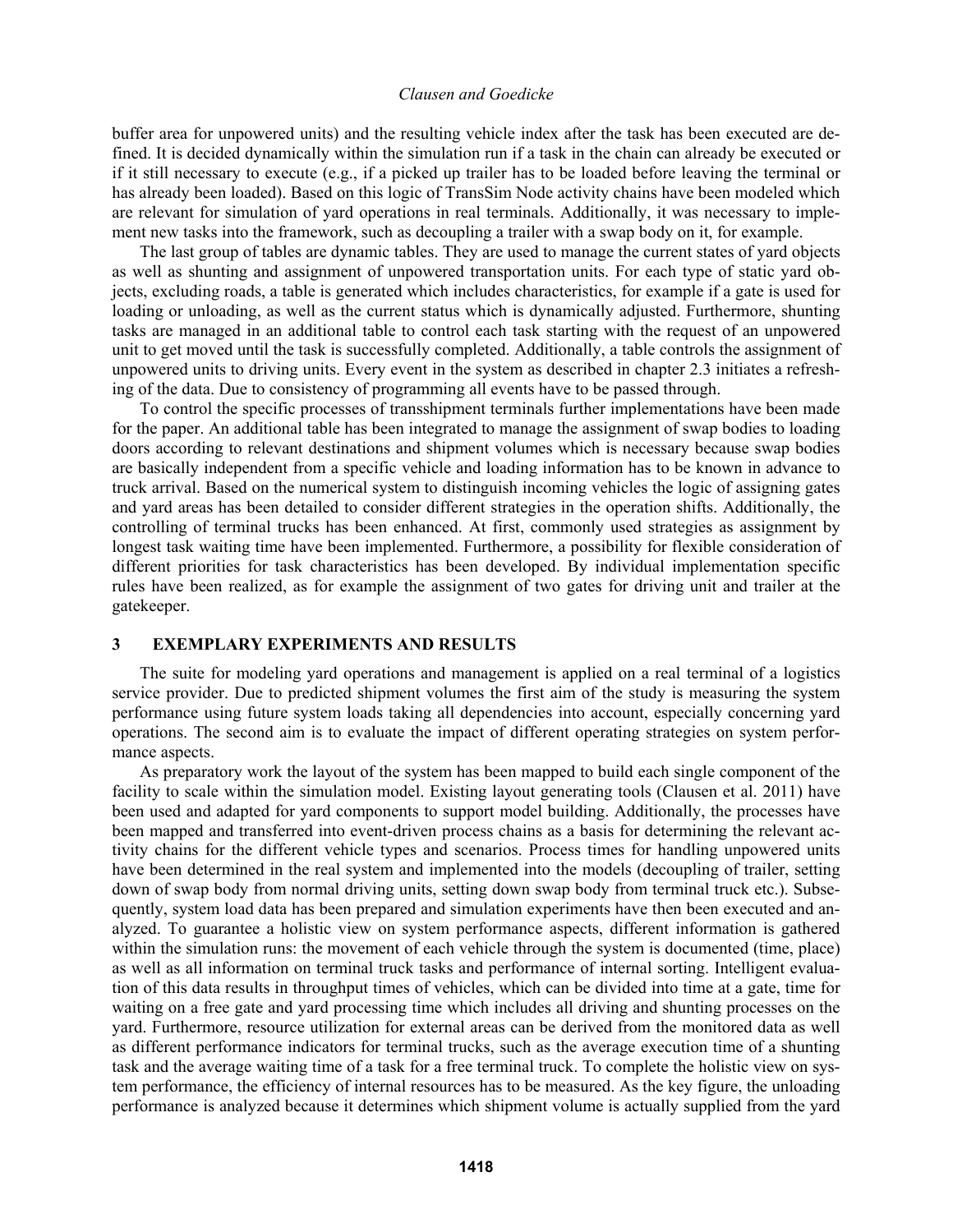buffer area for unpowered units) and the resulting vehicle index after the task has been executed are defined. It is decided dynamically within the simulation run if a task in the chain can already be executed or if it still necessary to execute (e.g., if a picked up trailer has to be loaded before leaving the terminal or has already been loaded). Based on this logic of TransSim Node activity chains have been modeled which are relevant for simulation of yard operations in real terminals. Additionally, it was necessary to implement new tasks into the framework, such as decoupling a trailer with a swap body on it, for example.

The last group of tables are dynamic tables. They are used to manage the current states of yard objects as well as shunting and assignment of unpowered transportation units. For each type of static yard objects, excluding roads, a table is generated which includes characteristics, for example if a gate is used for loading or unloading, as well as the current status which is dynamically adjusted. Furthermore, shunting tasks are managed in an additional table to control each task starting with the request of an unpowered unit to get moved until the task is successfully completed. Additionally, a table controls the assignment of unpowered units to driving units. Every event in the system as described in chapter 2.3 initiates a refreshing of the data. Due to consistency of programming all events have to be passed through.

To control the specific processes of transshipment terminals further implementations have been made for the paper. An additional table has been integrated to manage the assignment of swap bodies to loading doors according to relevant destinations and shipment volumes which is necessary because swap bodies are basically independent from a specific vehicle and loading information has to be known in advance to truck arrival. Based on the numerical system to distinguish incoming vehicles the logic of assigning gates and yard areas has been detailed to consider different strategies in the operation shifts. Additionally, the controlling of terminal trucks has been enhanced. At first, commonly used strategies as assignment by longest task waiting time have been implemented. Furthermore, a possibility for flexible consideration of different priorities for task characteristics has been developed. By individual implementation specific rules have been realized, as for example the assignment of two gates for driving unit and trailer at the gatekeeper.

## 3 EXEMPLARY EXPERIMENTS AND RESULTS

The suite for modeling yard operations and management is applied on a real terminal of a logistics service provider. Due to predicted shipment volumes the first aim of the study is measuring the system performance using future system loads taking all dependencies into account, especially concerning yard operations. The second aim is to evaluate the impact of different operating strategies on system performance aspects.

As preparatory work the layout of the system has been mapped to build each single component of the facility to scale within the simulation model. Existing layout generating tools (Clausen et al. 2011) have been used and adapted for yard components to support model building. Additionally, the processes have been mapped and transferred into event-driven process chains as a basis for determining the relevant activity chains for the different vehicle types and scenarios. Process times for handling unpowered units have been determined in the real system and implemented into the models (decoupling of trailer, setting down of swap body from normal driving units, setting down swap body from terminal truck etc.). Subsequently, system load data has been prepared and simulation experiments have then been executed and analyzed. To guarantee a holistic view on system performance aspects, different information is gathered within the simulation runs: the movement of each vehicle through the system is documented (time, place) as well as all information on terminal truck tasks and performance of internal sorting. Intelligent evaluation of this data results in throughput times of vehicles, which can be divided into time at a gate, time for waiting on a free gate and yard processing time which includes all driving and shunting processes on the yard. Furthermore, resource utilization for external areas can be derived from the monitored data as well as different performance indicators for terminal trucks, such as the average execution time of a shunting task and the average waiting time of a task for a free terminal truck. To complete the holistic view on system performance, the efficiency of internal resources has to be measured. As the key figure, the unloading performance is analyzed because it determines which shipment volume is actually supplied from the yard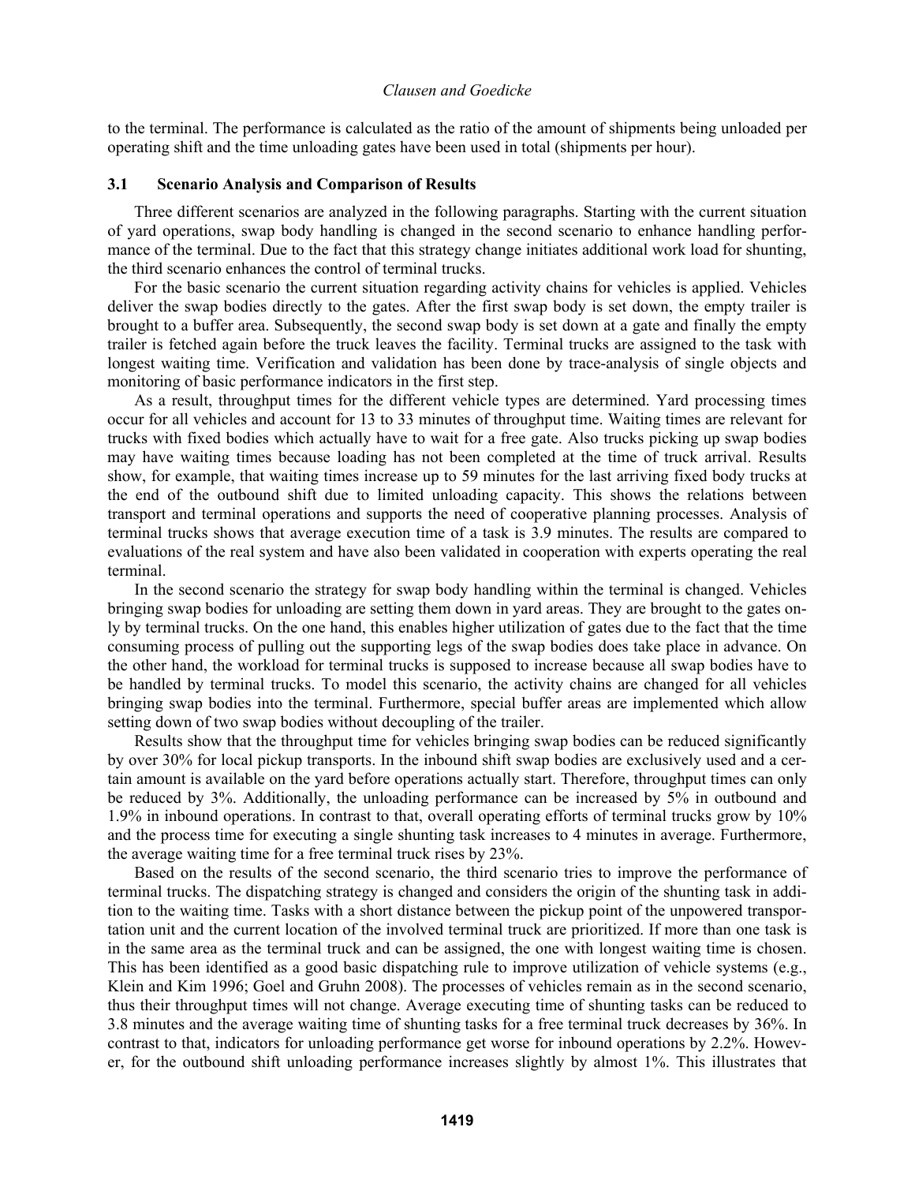to the terminal. The performance is calculated as the ratio of the amount of shipments being unloaded per operating shift and the time unloading gates have been used in total (shipments per hour).

### 3.1 Scenario Analysis and Comparison of Results

Three different scenarios are analyzed in the following paragraphs. Starting with the current situation of yard operations, swap body handling is changed in the second scenario to enhance handling performance of the terminal. Due to the fact that this strategy change initiates additional work load for shunting, the third scenario enhances the control of terminal trucks.

For the basic scenario the current situation regarding activity chains for vehicles is applied. Vehicles deliver the swap bodies directly to the gates. After the first swap body is set down, the empty trailer is brought to a buffer area. Subsequently, the second swap body is set down at a gate and finally the empty trailer is fetched again before the truck leaves the facility. Terminal trucks are assigned to the task with longest waiting time. Verification and validation has been done by trace-analysis of single objects and monitoring of basic performance indicators in the first step.

As a result, throughput times for the different vehicle types are determined. Yard processing times occur for all vehicles and account for 13 to 33 minutes of throughput time. Waiting times are relevant for trucks with fixed bodies which actually have to wait for a free gate. Also trucks picking up swap bodies may have waiting times because loading has not been completed at the time of truck arrival. Results show, for example, that waiting times increase up to 59 minutes for the last arriving fixed body trucks at the end of the outbound shift due to limited unloading capacity. This shows the relations between transport and terminal operations and supports the need of cooperative planning processes. Analysis of terminal trucks shows that average execution time of a task is 3.9 minutes. The results are compared to evaluations of the real system and have also been validated in cooperation with experts operating the real terminal.

In the second scenario the strategy for swap body handling within the terminal is changed. Vehicles bringing swap bodies for unloading are setting them down in yard areas. They are brought to the gates only by terminal trucks. On the one hand, this enables higher utilization of gates due to the fact that the time consuming process of pulling out the supporting legs of the swap bodies does take place in advance. On the other hand, the workload for terminal trucks is supposed to increase because all swap bodies have to be handled by terminal trucks. To model this scenario, the activity chains are changed for all vehicles bringing swap bodies into the terminal. Furthermore, special buffer areas are implemented which allow setting down of two swap bodies without decoupling of the trailer.

Results show that the throughput time for vehicles bringing swap bodies can be reduced significantly by over 30% for local pickup transports. In the inbound shift swap bodies are exclusively used and a certain amount is available on the yard before operations actually start. Therefore, throughput times can only be reduced by 3%. Additionally, the unloading performance can be increased by 5% in outbound and 1.9% in inbound operations. In contrast to that, overall operating efforts of terminal trucks grow by 10% and the process time for executing a single shunting task increases to 4 minutes in average. Furthermore, the average waiting time for a free terminal truck rises by 23%.

Based on the results of the second scenario, the third scenario tries to improve the performance of terminal trucks. The dispatching strategy is changed and considers the origin of the shunting task in addition to the waiting time. Tasks with a short distance between the pickup point of the unpowered transportation unit and the current location of the involved terminal truck are prioritized. If more than one task is in the same area as the terminal truck and can be assigned, the one with longest waiting time is chosen. This has been identified as a good basic dispatching rule to improve utilization of vehicle systems (e.g., Klein and Kim 1996; Goel and Gruhn 2008). The processes of vehicles remain as in the second scenario, thus their throughput times will not change. Average executing time of shunting tasks can be reduced to 3.8 minutes and the average waiting time of shunting tasks for a free terminal truck decreases by 36%. In contrast to that, indicators for unloading performance get worse for inbound operations by 2.2%. However, for the outbound shift unloading performance increases slightly by almost 1%. This illustrates that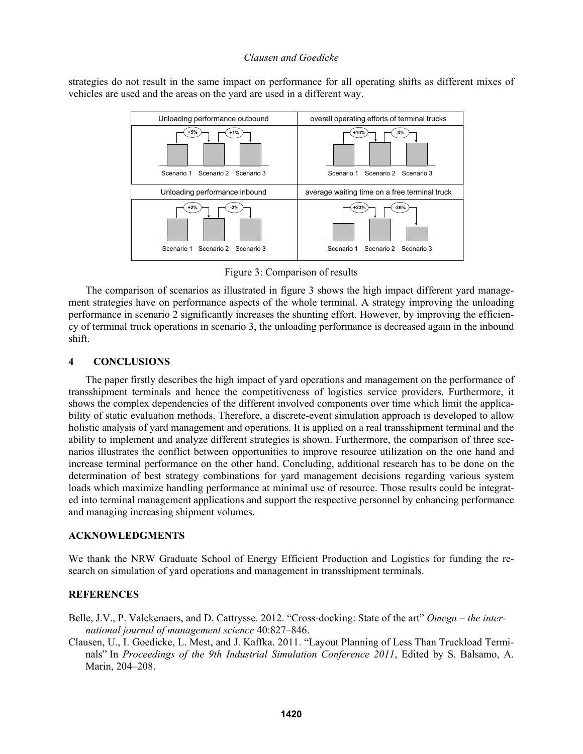strategies do not result in the same impact on performance for all operating shifts as different mixes of vehicles are used and the areas on the yard are used in a different way.

Figure 3: Comparison of results

The comparison of scenarios as illustrated in figure 3 shows the high impact different yard management strategies have on performance aspects of the whole terminal. A strategy improving the unloading performance in scenario 2 significantly increases the shunting effort. However, by improving the efficiency of terminal truck operations in scenario 3, the unloading performance is decreased again in the inbound shift.

## 4 CONCLUSIONS

The paper firstly describes the high impact of yard operations and management on the performance of transshipment terminals and hence the competitiveness of logistics service providers. Furthermore, it shows the complex dependencies of the different involved components over time which limit the applicability of static evaluation methods. Therefore, a discrete-event simulation approach is developed to allow holistic analysis of yard management and operations. It is applied on a real transshipment terminal and the ability to implement and analyze different strategies is shown. Furthermore, the comparison of three scenarios illustrates the conflict between opportunities to improve resource utilization on the one hand and increase terminal performance on the other hand. Concluding, additional research has to be done on the determination of best strategy combinations for yard management decisions regarding various system loads which maximize handling performance at minimal use of resource. Those results could be integrated into terminal management applications and support the respective personnel by enhancing performance and managing increasing shipment volumes.

## ACKNOWLEDGMENTS

We thank the NRW Graduate School of Energy Efficient Production and Logistics for funding the research on simulation of yard operations and management in transshipment terminals.

## REFERENCES

Belle, J.V., P. Valckenaers, and D. Cattrysse. 2012. "Cross-docking: State of the art" *Omega – the international journal of management science* 40:827–846.

Clausen, U., I. Goedicke, L. Mest, and J. Kaffka. 2011. "Layout Planning of Less Than Truckload Terminals" In *Proceedings of the 9th Industrial Simulation Conference 2011*, Edited by S. Balsamo, A. Marin, 204–208.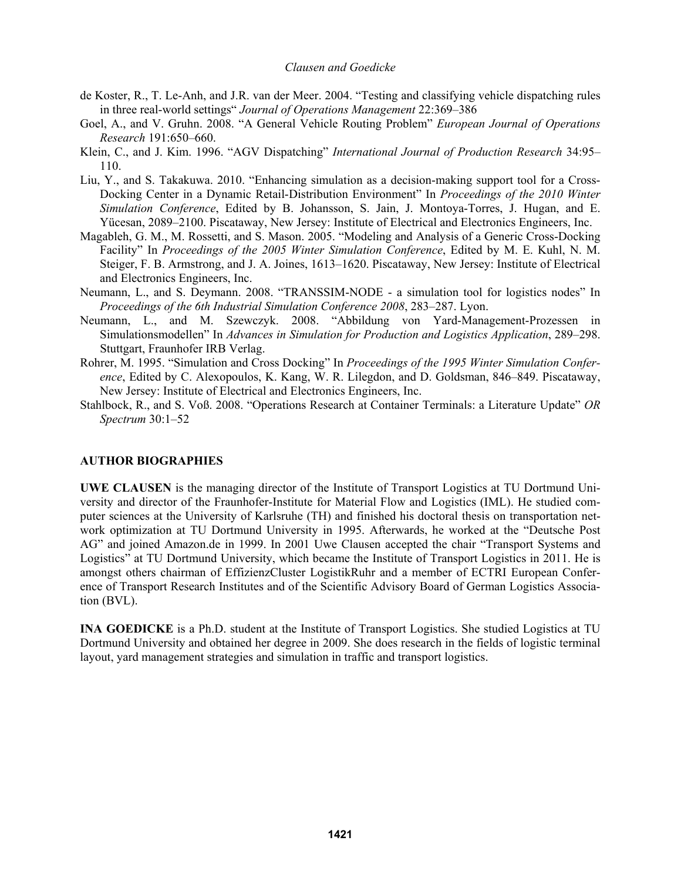de Koster, R., T. Le-Anh, and J.R. van der Meer. 2004. "Testing and classifying vehicle dispatching rules in three real-world settings" *Journal of Operations Management* 22:369–386

Goel, A., and V. Gruhn. 2008. "A General Vehicle Routing Problem" *European Journal of Operations Research* 191:650–660.

Klein, C., and J. Kim. 1996. "AGV Dispatching" *International Journal of Production Research* 34:95–110.

Liu, Y., and S. Takakuwa. 2010. "Enhancing simulation as a decision-making support tool for a Cross-Docking Center in a Dynamic Retail-Distribution Environment" In *Proceedings of the 2010 Winter Simulation Conference*, Edited by B. Johansson, S. Jain, J. Montoya-Torres, J. Hugan, and E. Yücesan, 2089–2100. Piscataway, New Jersey: Institute of Electrical and Electronics Engineers, Inc.

Magableh, G. M., M. Rossetti, and S. Mason. 2005. "Modeling and Analysis of a Generic Cross-Docking Facility" In *Proceedings of the 2005 Winter Simulation Conference*, Edited by M. E. Kuhl, N. M. Steiger, F. B. Armstrong, and J. A. Joines, 1613–1620. Piscataway, New Jersey: Institute of Electrical and Electronics Engineers, Inc.

Neumann, L., and S. Deymann. 2008. "TRANSSIM-NODE - a simulation tool for logistics nodes" In *Proceedings of the 6th Industrial Simulation Conference 2008*, 283–287. Lyon.

Neumann, L., and M. Szewczyk. 2008. "Abbildung von Yard-Management-Prozessen in Simulationsmodellen" In *Advances in Simulation for Production and Logistics Application*, 289–298. Stuttgart, Fraunhofer IRB Verlag.

Rohrer, M. 1995. "Simulation and Cross Docking" In *Proceedings of the 1995 Winter Simulation Conference*, Edited by C. Alexopoulos, K. Kang, W. R. Lilegdon, and D. Goldsman, 846–849. Piscataway, New Jersey: Institute of Electrical and Electronics Engineers, Inc.

Stahlbock, R., and S. Voß. 2008. "Operations Research at Container Terminals: a Literature Update" *OR Spectrum* 30:1–52

## AUTHOR BIOGRAPHIES

**UWE CLAUSEN** is the managing director of the Institute of Transport Logistics at TU Dortmund University and director of the Fraunhofer-Institute for Material Flow and Logistics (IML). He studied computer sciences at the University of Karlsruhe (TH) and finished his doctoral thesis on transportation network optimization at TU Dortmund University in 1995. Afterwards, he worked at the "Deutsche Post AG" and joined Amazon.de in 1999. In 2001 Uwe Clausen accepted the chair "Transport Systems and Logistics" at TU Dortmund University, which became the Institute of Transport Logistics in 2011. He is amongst others chairman of EffizienzCluster LogistikRuhr and a member of ECTRI European Conference of Transport Research Institutes and of the Scientific Advisory Board of German Logistics Association (BVL).

**INA GOEDICKE** is a Ph.D. student at the Institute of Transport Logistics. She studied Logistics at TU Dortmund University and obtained her degree in 2009. She does research in the fields of logistic terminal layout, yard management strategies and simulation in traffic and transport logistics.